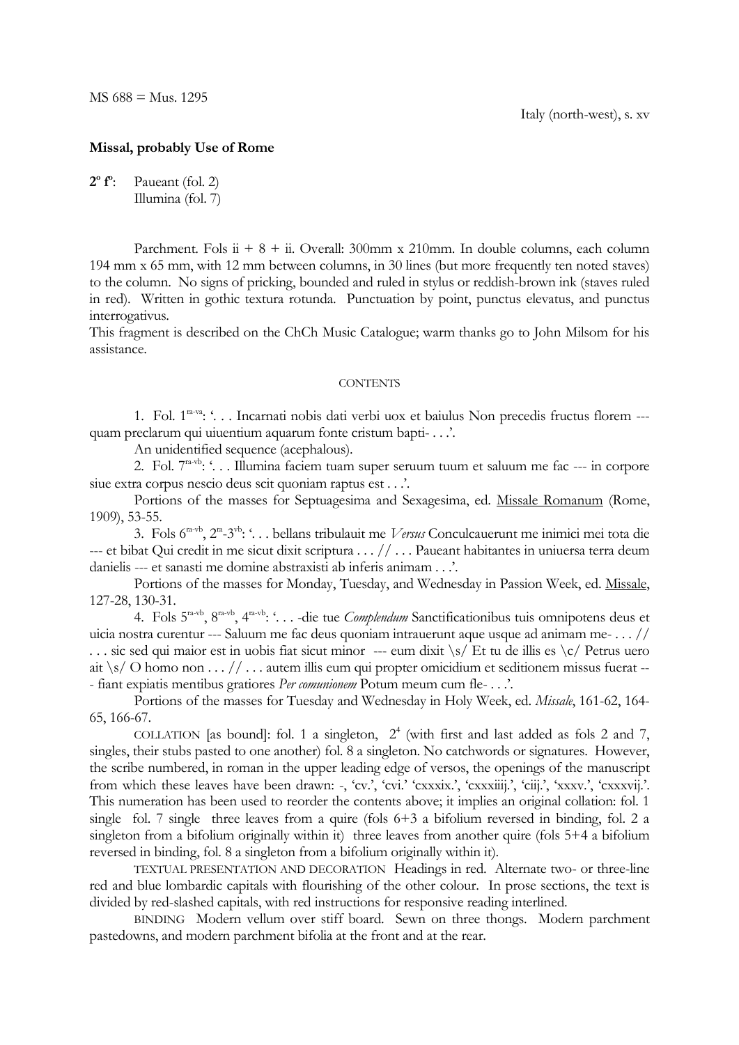MS 688 = Mus. 1295

Italy (north-west), s. xv

**Missal, probably Use of Rome**

**2º fº**: Paueant (fol. 2)
Illumina (fol. 7)

Parchment. Fols ii + 8 + ii. Overall: 300mm x 210mm. In double columns, each column 194 mm x 65 mm, with 12 mm between columns, in 30 lines (but more frequently ten noted staves) to the column. No signs of pricking, bounded and ruled in stylus or reddish-brown ink (staves ruled in red). Written in gothic textura rotunda. Punctuation by point, punctus elevatus, and punctus interrogativus.

This fragment is described on the ChCh Music Catalogue; warm thanks go to John Milsom for his assistance.

CONTENTS

1. Fol. 1[ra-va]: '. . . Incarnati nobis dati verbi uox et baiulus Non precedis fructus florem --- quam preclarum qui uiuentium aquarum fonte cristum bapti- . . .'.

An unidentified sequence (acephalous).

2. Fol. 7[ra-vb]: '. . . Illumina faciem tuam super seruum tuum et saluum me fac --- in corpore siue extra corpus nescio deus scit quoniam raptus est . . .'.

Portions of the masses for Septuagesima and Sexagesima, ed. Missale Romanum (Rome, 1909), 53-55.

3. Fols 6[ra-vb], 2[ra]-3[vb]: '. . . bellans tribulauit me *Versus* Conculcauerunt me inimici mei tota die --- et bibat Qui credit in me sicut dixit scriptura . . . // . . . Paueant habitantes in uniuersa terra deum danielis --- et sanasti me domine abstraxisti ab inferis animam . . .'.

Portions of the masses for Monday, Tuesday, and Wednesday in Passion Week, ed. Missale, 127-28, 130-31.

4. Fols 5[ra-vb], 8[ra-vb], 4[ra-vb]: '. . . -die tue *Complendum* Sanctificationibus tuis omnipotens deus et uicia nostra curentur --- Saluum me fac deus quoniam intrauerunt aque usque ad animam me- . . . // . . . sic sed qui maior est in uobis fiat sicut minor --- eum dixit \s/ Et tu de illis es \c/ Petrus uero ait \s/ O homo non . . . // . . . autem illis eum qui propter omicidium et seditionem missus fuerat --- fiant expiatis mentibus gratiores *Per comunionem* Potum meum cum fle- . . .'.

Portions of the masses for Tuesday and Wednesday in Holy Week, ed. *Missale*, 161-62, 164-65, 166-67.

COLLATION [as bound]: fol. 1 a singleton, $2^4$ (with first and last added as fols 2 and 7, singles, their stubs pasted to one another) fol. 8 a singleton. No catchwords or signatures. However, the scribe numbered, in roman in the upper leading edge of versos, the openings of the manuscript from which these leaves have been drawn: -, 'cv.', 'cvi.' 'cxxxix.', 'cxxxiiij.', 'ciij.', 'xxxv.', 'cxxxvij.'. This numeration has been used to reorder the contents above; it implies an original collation: fol. 1 single fol. 7 single three leaves from a quire (fols 6+3 a bifolium reversed in binding, fol. 2 a singleton from a bifolium originally within it) three leaves from another quire (fols 5+4 a bifolium reversed in binding, fol. 8 a singleton from a bifolium originally within it).

TEXTUAL PRESENTATION AND DECORATION Headings in red. Alternate two- or three-line red and blue lombardic capitals with flourishing of the other colour. In prose sections, the text is divided by red-slashed capitals, with red instructions for responsive reading interlined.

BINDING Modern vellum over stiff board. Sewn on three thongs. Modern parchment pastedowns, and modern parchment bifolia at the front and at the rear.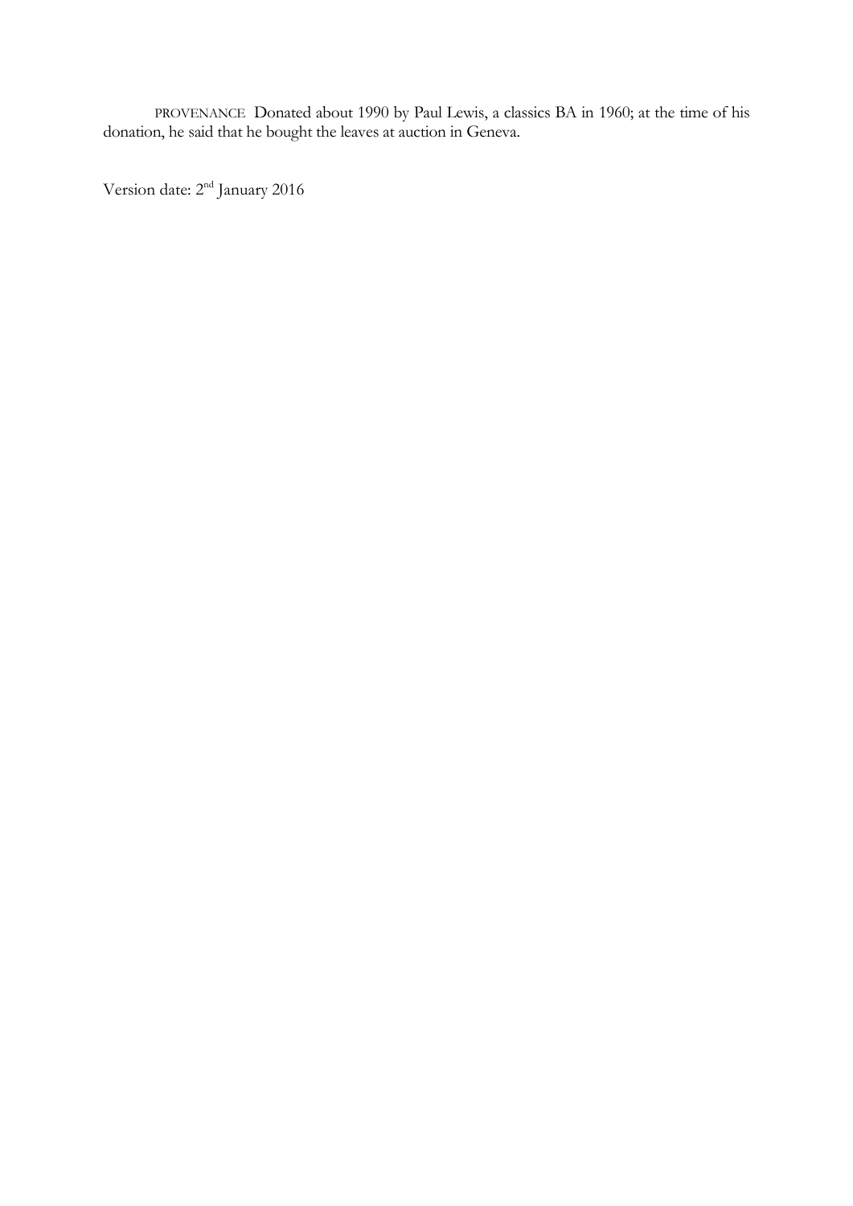PROVENANCE Donated about 1990 by Paul Lewis, a classics BA in 1960; at the time of his donation, he said that he bought the leaves at auction in Geneva.

Version date: 2nd January 2016